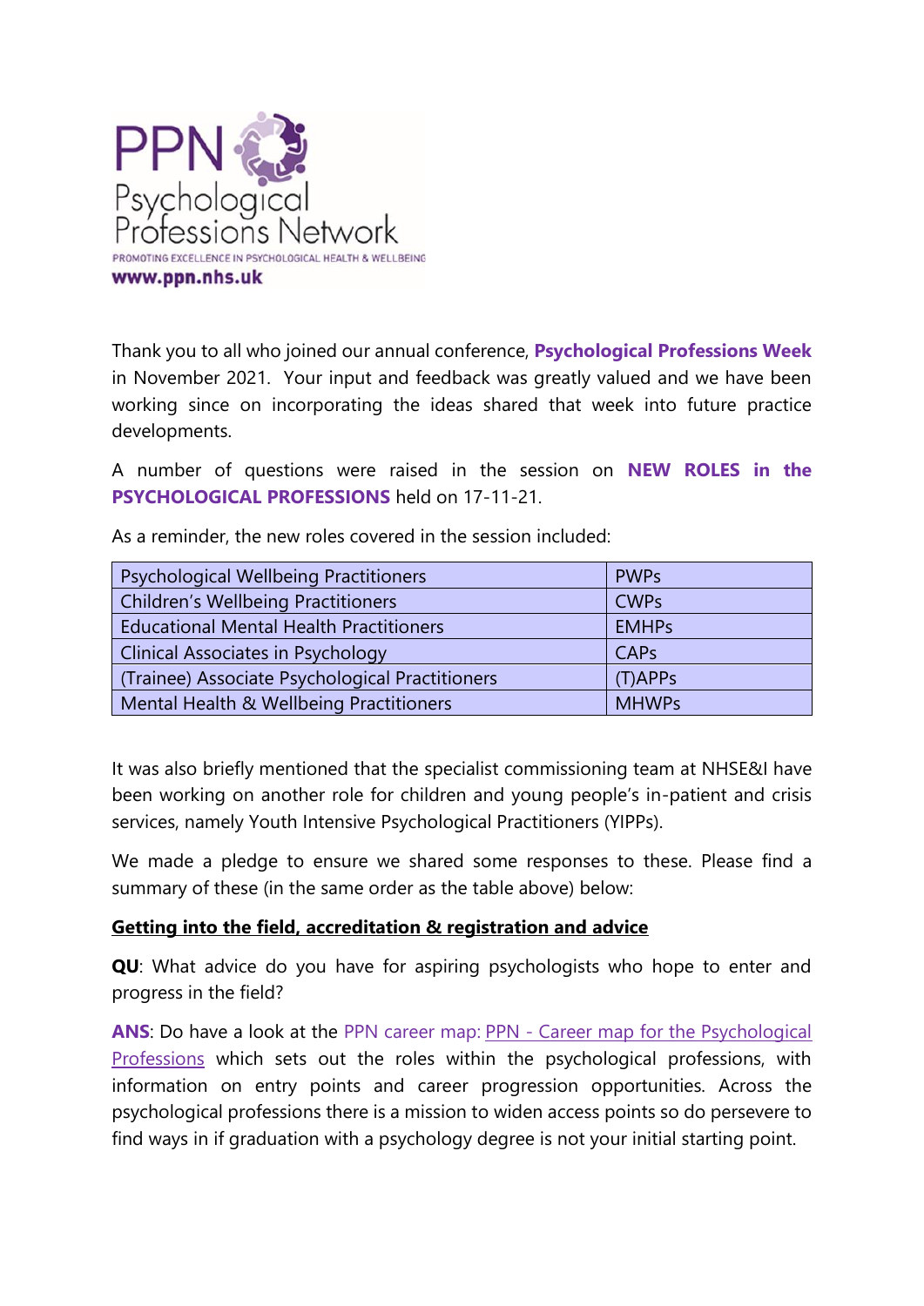PPN Psychological Professions Network

PROMOTING EXCELLENCE IN PSYCHOLOGICAL HEALTH & WELLBEING

**www.ppn.nhs.uk**

Thank you to all who joined our annual conference, **Psychological Professions Week** in November 2021. Your input and feedback was greatly valued and we have been working since on incorporating the ideas shared that week into future practice developments.

A number of questions were raised in the session on **NEW ROLES in the PSYCHOLOGICAL PROFESSIONS** held on 17-11-21.

As a reminder, the new roles covered in the session included:

| Role | Abbreviation |
|---|---|
| Psychological Wellbeing Practitioners | PWPs |
| Children's Wellbeing Practitioners | CWPs |
| Educational Mental Health Practitioners | EMHPs |
| Clinical Associates in Psychology | CAPs |
| (Trainee) Associate Psychological Practitioners | (T)APPs |
| Mental Health & Wellbeing Practitioners | MHWPs |

It was also briefly mentioned that the specialist commissioning team at NHSE&I have been working on another role for children and young people's in-patient and crisis services, namely Youth Intensive Psychological Practitioners (YIPPs).

We made a pledge to ensure we shared some responses to these. Please find a summary of these (in the same order as the table above) below:

**<u>Getting into the field, accreditation & registration and advice</u>**

**QU**: What advice do you have for aspiring psychologists who hope to enter and progress in the field?

**ANS**: Do have a look at the PPN career map: PPN - Career map for the Psychological Professions which sets out the roles within the psychological professions, with information on entry points and career progression opportunities. Across the psychological professions there is a mission to widen access points so do persevere to find ways in if graduation with a psychology degree is not your initial starting point.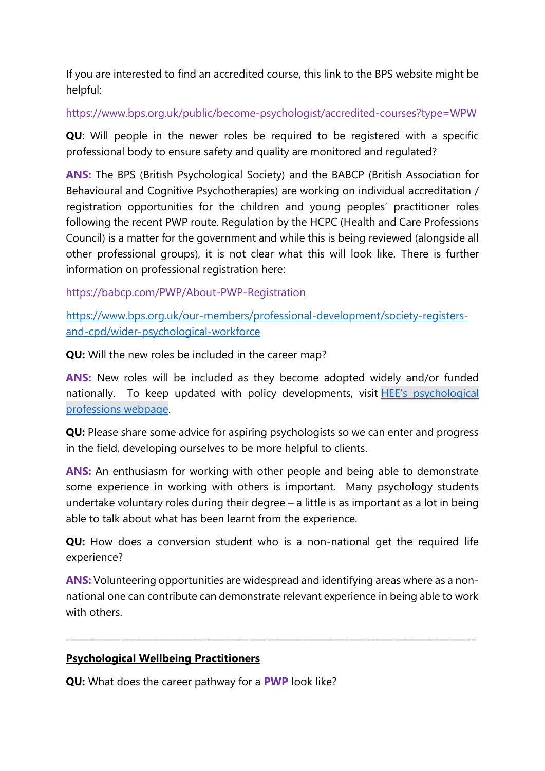If you are interested to find an accredited course, this link to the BPS website might be helpful:

[https://www.bps.org.uk/public/become-psychologist/accredited-courses?type=WPW](https://www.bps.org.uk/public/become-psychologist/accredited-courses?type=WPW)

**QU**: Will people in the newer roles be required to be registered with a specific professional body to ensure safety and quality are monitored and regulated?

**ANS:** The BPS (British Psychological Society) and the BABCP (British Association for Behavioural and Cognitive Psychotherapies) are working on individual accreditation / registration opportunities for the children and young peoples' practitioner roles following the recent PWP route. Regulation by the HCPC (Health and Care Professions Council) is a matter for the government and while this is being reviewed (alongside all other professional groups), it is not clear what this will look like. There is further information on professional registration here:

[https://babcp.com/PWP/About-PWP-Registration](https://babcp.com/PWP/About-PWP-Registration)

[https://www.bps.org.uk/our-members/professional-development/society-registers-and-cpd/wider-psychological-workforce](https://www.bps.org.uk/our-members/professional-development/society-registers-and-cpd/wider-psychological-workforce)

**QU:** Will the new roles be included in the career map?

**ANS:** New roles will be included as they become adopted widely and/or funded nationally. To keep updated with policy developments, visit HEE's psychological professions webpage.

**QU:** Please share some advice for aspiring psychologists so we can enter and progress in the field, developing ourselves to be more helpful to clients.

**ANS:** An enthusiasm for working with other people and being able to demonstrate some experience in working with others is important. Many psychology students undertake voluntary roles during their degree – a little is as important as a lot in being able to talk about what has been learnt from the experience.

**QU:** How does a conversion student who is a non-national get the required life experience?

**ANS:** Volunteering opportunities are widespread and identifying areas where as a non-national one can contribute can demonstrate relevant experience in being able to work with others.

---

## **Psychological Wellbeing Practitioners**

**QU:** What does the career pathway for a **PWP** look like?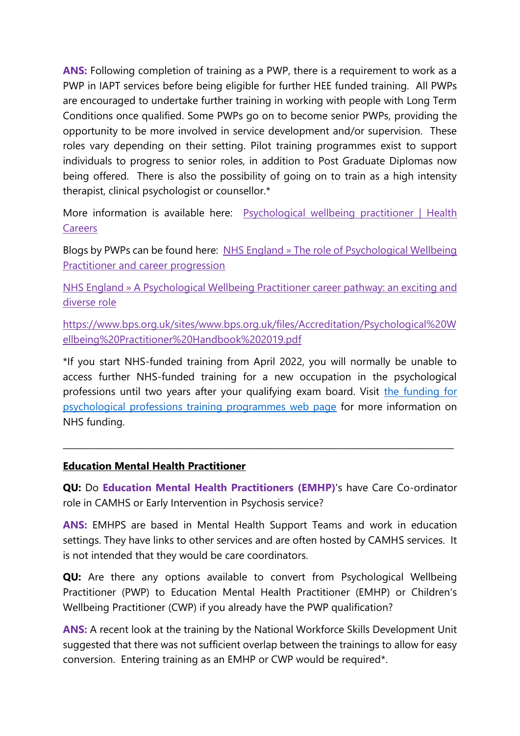**ANS:** Following completion of training as a PWP, there is a requirement to work as a PWP in IAPT services before being eligible for further HEE funded training. All PWPs are encouraged to undertake further training in working with people with Long Term Conditions once qualified. Some PWPs go on to become senior PWPs, providing the opportunity to be more involved in service development and/or supervision. These roles vary depending on their setting. Pilot training programmes exist to support individuals to progress to senior roles, in addition to Post Graduate Diplomas now being offered. There is also the possibility of going on to train as a high intensity therapist, clinical psychologist or counsellor.*

More information is available here: [Psychological wellbeing practitioner | Health Careers]()

Blogs by PWPs can be found here: [NHS England » The role of Psychological Wellbeing Practitioner and career progression]()

[NHS England » A Psychological Wellbeing Practitioner career pathway: an exciting and diverse role]()

[https://www.bps.org.uk/sites/www.bps.org.uk/files/Accreditation/Psychological%20Wellbeing%20Practitioner%20Handbook%202019.pdf](https://www.bps.org.uk/sites/www.bps.org.uk/files/Accreditation/Psychological%20Wellbeing%20Practitioner%20Handbook%202019.pdf)

*If you start NHS-funded training from April 2022, you will normally be unable to access further NHS-funded training for a new occupation in the psychological professions until two years after your qualifying exam board. Visit [the funding for psychological professions training programmes web page]() for more information on NHS funding.

---

**Education Mental Health Practitioner**

**QU:** Do **Education Mental Health Practitioners (EMHP)**'s have Care Co-ordinator role in CAMHS or Early Intervention in Psychosis service?

**ANS:** EMHPS are based in Mental Health Support Teams and work in education settings. They have links to other services and are often hosted by CAMHS services. It is not intended that they would be care coordinators.

**QU:** Are there any options available to convert from Psychological Wellbeing Practitioner (PWP) to Education Mental Health Practitioner (EMHP) or Children's Wellbeing Practitioner (CWP) if you already have the PWP qualification?

**ANS:** A recent look at the training by the National Workforce Skills Development Unit suggested that there was not sufficient overlap between the trainings to allow for easy conversion. Entering training as an EMHP or CWP would be required*.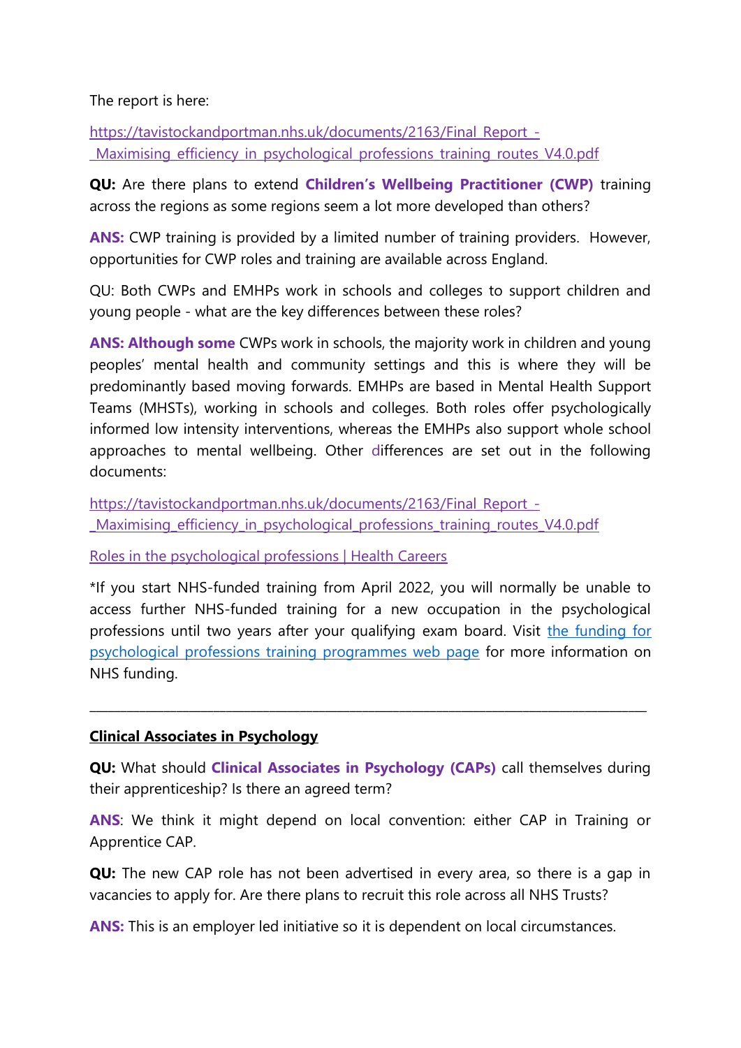The report is here:

[https://tavistockandportman.nhs.uk/documents/2163/Final_Report_-_Maximising_efficiency_in_psychological_professions_training_routes_V4.0.pdf](https://tavistockandportman.nhs.uk/documents/2163/Final_Report_-_Maximising_efficiency_in_psychological_professions_training_routes_V4.0.pdf)

**QU:** Are there plans to extend **Children's Wellbeing Practitioner (CWP)** training across the regions as some regions seem a lot more developed than others?

**ANS:** CWP training is provided by a limited number of training providers. However, opportunities for CWP roles and training are available across England.

QU: Both CWPs and EMHPs work in schools and colleges to support children and young people - what are the key differences between these roles?

**ANS: Although some** CWPs work in schools, the majority work in children and young peoples' mental health and community settings and this is where they will be predominantly based moving forwards. EMHPs are based in Mental Health Support Teams (MHSTs), working in schools and colleges. Both roles offer psychologically informed low intensity interventions, whereas the EMHPs also support whole school approaches to mental wellbeing. Other differences are set out in the following documents:

[https://tavistockandportman.nhs.uk/documents/2163/Final_Report_-_Maximising_efficiency_in_psychological_professions_training_routes_V4.0.pdf](https://tavistockandportman.nhs.uk/documents/2163/Final_Report_-_Maximising_efficiency_in_psychological_professions_training_routes_V4.0.pdf)

[Roles in the psychological professions | Health Careers]()

*If you start NHS-funded training from April 2022, you will normally be unable to access further NHS-funded training for a new occupation in the psychological professions until two years after your qualifying exam board. Visit [the funding for psychological professions training programmes web page]() for more information on NHS funding.

---

## Clinical Associates in Psychology

**QU:** What should **Clinical Associates in Psychology (CAPs)** call themselves during their apprenticeship? Is there an agreed term?

**ANS**: We think it might depend on local convention: either CAP in Training or Apprentice CAP.

**QU:** The new CAP role has not been advertised in every area, so there is a gap in vacancies to apply for. Are there plans to recruit this role across all NHS Trusts?

**ANS:** This is an employer led initiative so it is dependent on local circumstances.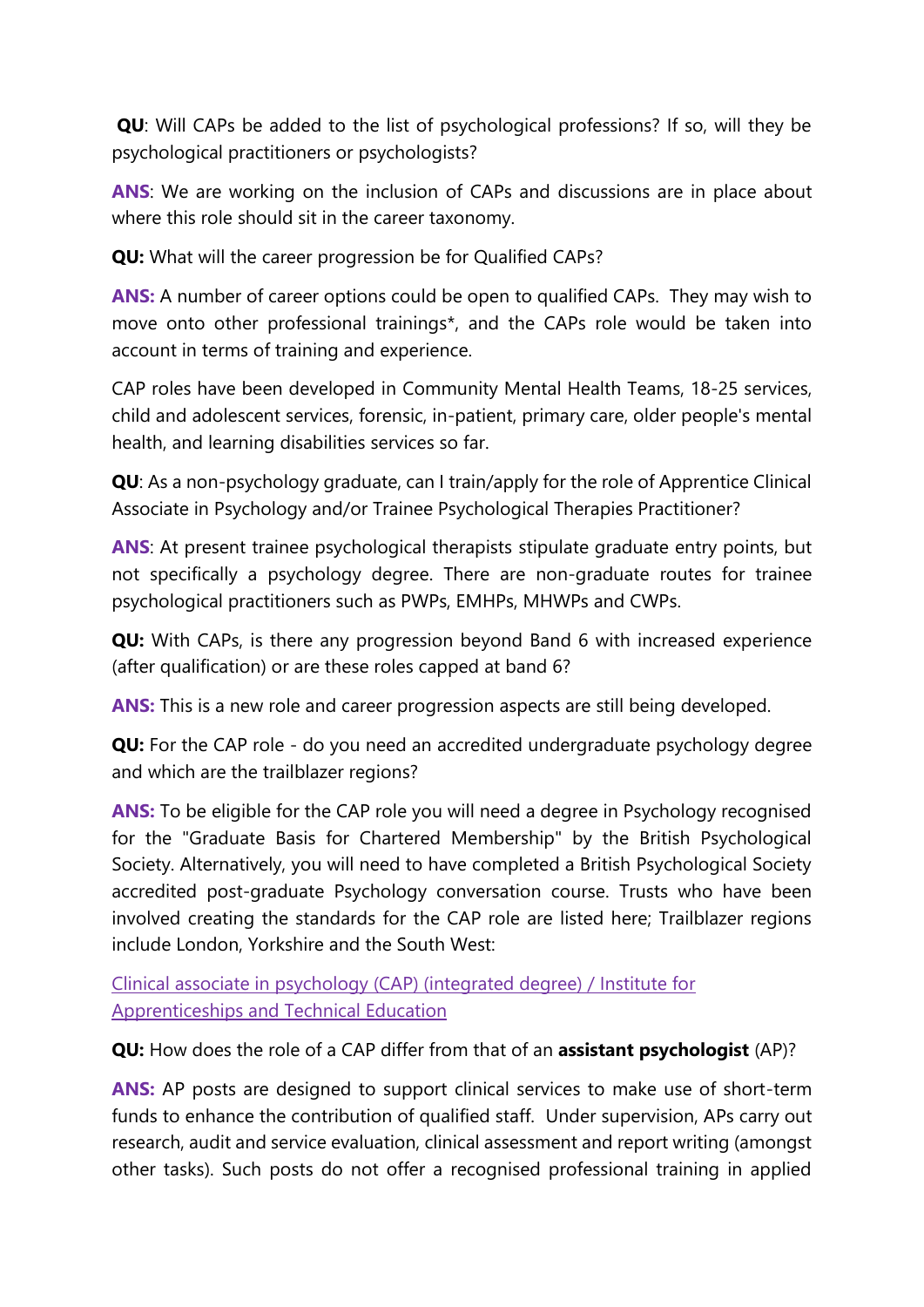**QU**: Will CAPs be added to the list of psychological professions? If so, will they be psychological practitioners or psychologists?

**ANS**: We are working on the inclusion of CAPs and discussions are in place about where this role should sit in the career taxonomy.

**QU:** What will the career progression be for Qualified CAPs?

**ANS:** A number of career options could be open to qualified CAPs. They may wish to move onto other professional trainings*, and the CAPs role would be taken into account in terms of training and experience.

CAP roles have been developed in Community Mental Health Teams, 18-25 services, child and adolescent services, forensic, in-patient, primary care, older people's mental health, and learning disabilities services so far.

**QU**: As a non-psychology graduate, can I train/apply for the role of Apprentice Clinical Associate in Psychology and/or Trainee Psychological Therapies Practitioner?

**ANS**: At present trainee psychological therapists stipulate graduate entry points, but not specifically a psychology degree. There are non-graduate routes for trainee psychological practitioners such as PWPs, EMHPs, MHWPs and CWPs.

**QU:** With CAPs, is there any progression beyond Band 6 with increased experience (after qualification) or are these roles capped at band 6?

**ANS:** This is a new role and career progression aspects are still being developed.

**QU:** For the CAP role - do you need an accredited undergraduate psychology degree and which are the trailblazer regions?

**ANS:** To be eligible for the CAP role you will need a degree in Psychology recognised for the "Graduate Basis for Chartered Membership" by the British Psychological Society. Alternatively, you will need to have completed a British Psychological Society accredited post-graduate Psychology conversation course. Trusts who have been involved creating the standards for the CAP role are listed here; Trailblazer regions include London, Yorkshire and the South West:

[Clinical associate in psychology (CAP) (integrated degree) / Institute for Apprenticeships and Technical Education]

**QU:** How does the role of a CAP differ from that of an **assistant psychologist** (AP)?

**ANS:** AP posts are designed to support clinical services to make use of short-term funds to enhance the contribution of qualified staff. Under supervision, APs carry out research, audit and service evaluation, clinical assessment and report writing (amongst other tasks). Such posts do not offer a recognised professional training in applied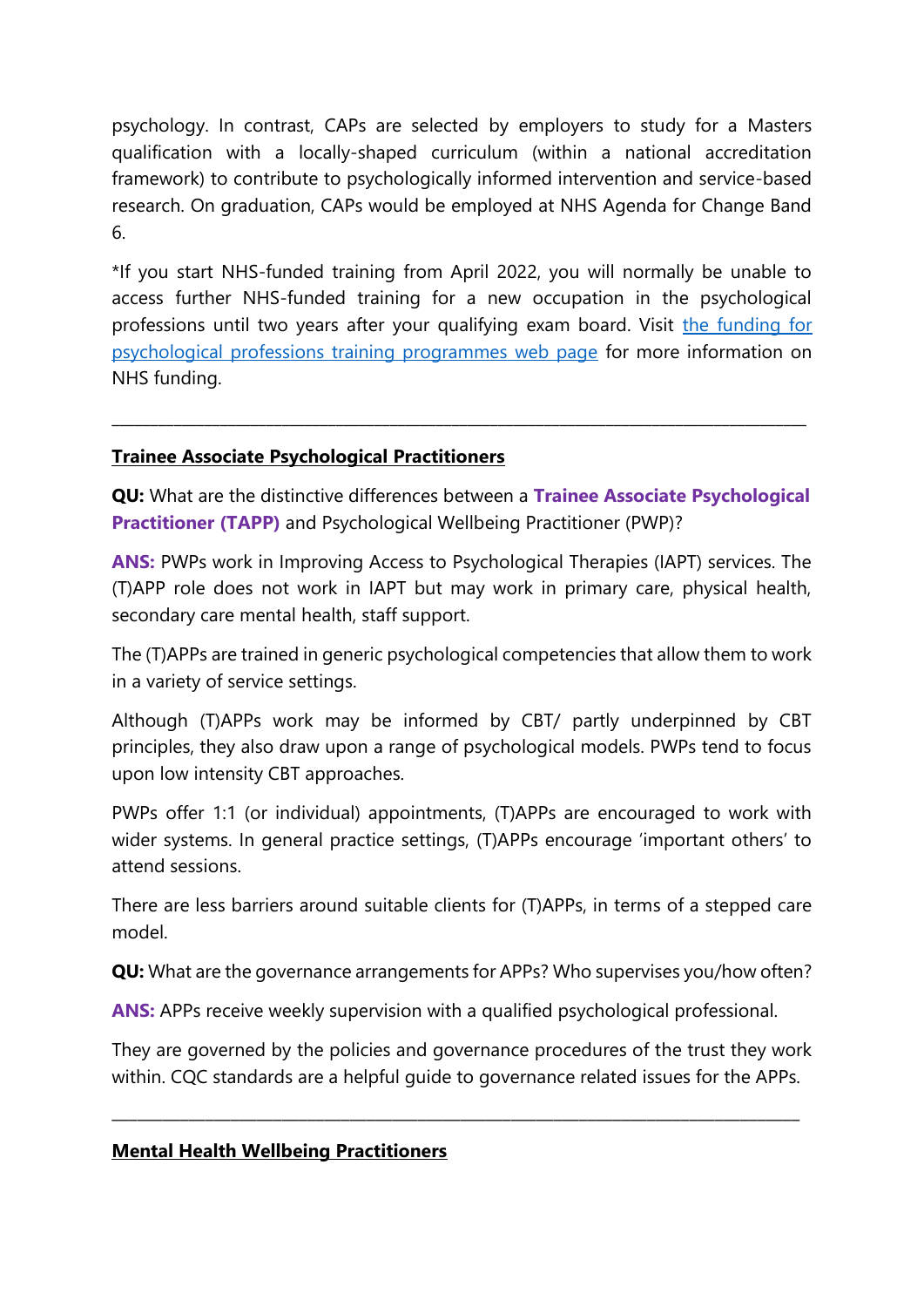psychology. In contrast, CAPs are selected by employers to study for a Masters qualification with a locally-shaped curriculum (within a national accreditation framework) to contribute to psychologically informed intervention and service-based research. On graduation, CAPs would be employed at NHS Agenda for Change Band 6.

*If you start NHS-funded training from April 2022, you will normally be unable to access further NHS-funded training for a new occupation in the psychological professions until two years after your qualifying exam board. Visit [the funding for psychological professions training programmes web page]() for more information on NHS funding.

---

## Trainee Associate Psychological Practitioners

**QU:** What are the distinctive differences between a **Trainee Associate Psychological Practitioner (TAPP)** and Psychological Wellbeing Practitioner (PWP)?

**ANS:** PWPs work in Improving Access to Psychological Therapies (IAPT) services. The (T)APP role does not work in IAPT but may work in primary care, physical health, secondary care mental health, staff support.

The (T)APPs are trained in generic psychological competencies that allow them to work in a variety of service settings.

Although (T)APPs work may be informed by CBT/ partly underpinned by CBT principles, they also draw upon a range of psychological models. PWPs tend to focus upon low intensity CBT approaches.

PWPs offer 1:1 (or individual) appointments, (T)APPs are encouraged to work with wider systems. In general practice settings, (T)APPs encourage 'important others' to attend sessions.

There are less barriers around suitable clients for (T)APPs, in terms of a stepped care model.

**QU:** What are the governance arrangements for APPs? Who supervises you/how often?

**ANS:** APPs receive weekly supervision with a qualified psychological professional.

They are governed by the policies and governance procedures of the trust they work within. CQC standards are a helpful guide to governance related issues for the APPs.

---

## Mental Health Wellbeing Practitioners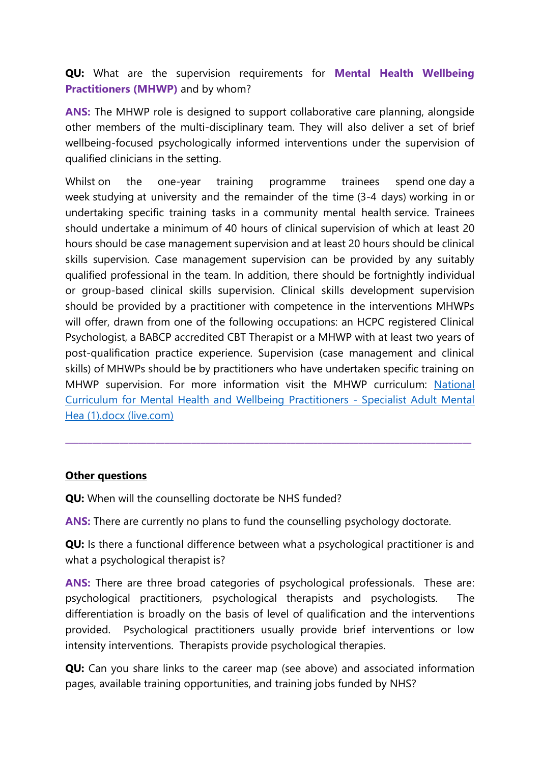**QU:** What are the supervision requirements for **Mental Health Wellbeing Practitioners (MHWP)** and by whom?

**ANS:** The MHWP role is designed to support collaborative care planning, alongside other members of the multi-disciplinary team. They will also deliver a set of brief wellbeing-focused psychologically informed interventions under the supervision of qualified clinicians in the setting.

Whilst on the one-year training programme trainees spend one day a week studying at university and the remainder of the time (3-4 days) working in or undertaking specific training tasks in a community mental health service. Trainees should undertake a minimum of 40 hours of clinical supervision of which at least 20 hours should be case management supervision and at least 20 hours should be clinical skills supervision. Case management supervision can be provided by any suitably qualified professional in the team. In addition, there should be fortnightly individual or group-based clinical skills supervision. Clinical skills development supervision should be provided by a practitioner with competence in the interventions MHWPs will offer, drawn from one of the following occupations: an HCPC registered Clinical Psychologist, a BABCP accredited CBT Therapist or a MHWP with at least two years of post-qualification practice experience. Supervision (case management and clinical skills) of MHWPs should be by practitioners who have undertaken specific training on MHWP supervision. For more information visit the MHWP curriculum: [National Curriculum for Mental Health and Wellbeing Practitioners - Specialist Adult Mental Hea (1).docx (live.com)]

---

## Other questions

**QU:** When will the counselling doctorate be NHS funded?

**ANS:** There are currently no plans to fund the counselling psychology doctorate.

**QU:** Is there a functional difference between what a psychological practitioner is and what a psychological therapist is?

**ANS:** There are three broad categories of psychological professionals. These are: psychological practitioners, psychological therapists and psychologists. The differentiation is broadly on the basis of level of qualification and the interventions provided. Psychological practitioners usually provide brief interventions or low intensity interventions. Therapists provide psychological therapies.

**QU:** Can you share links to the career map (see above) and associated information pages, available training opportunities, and training jobs funded by NHS?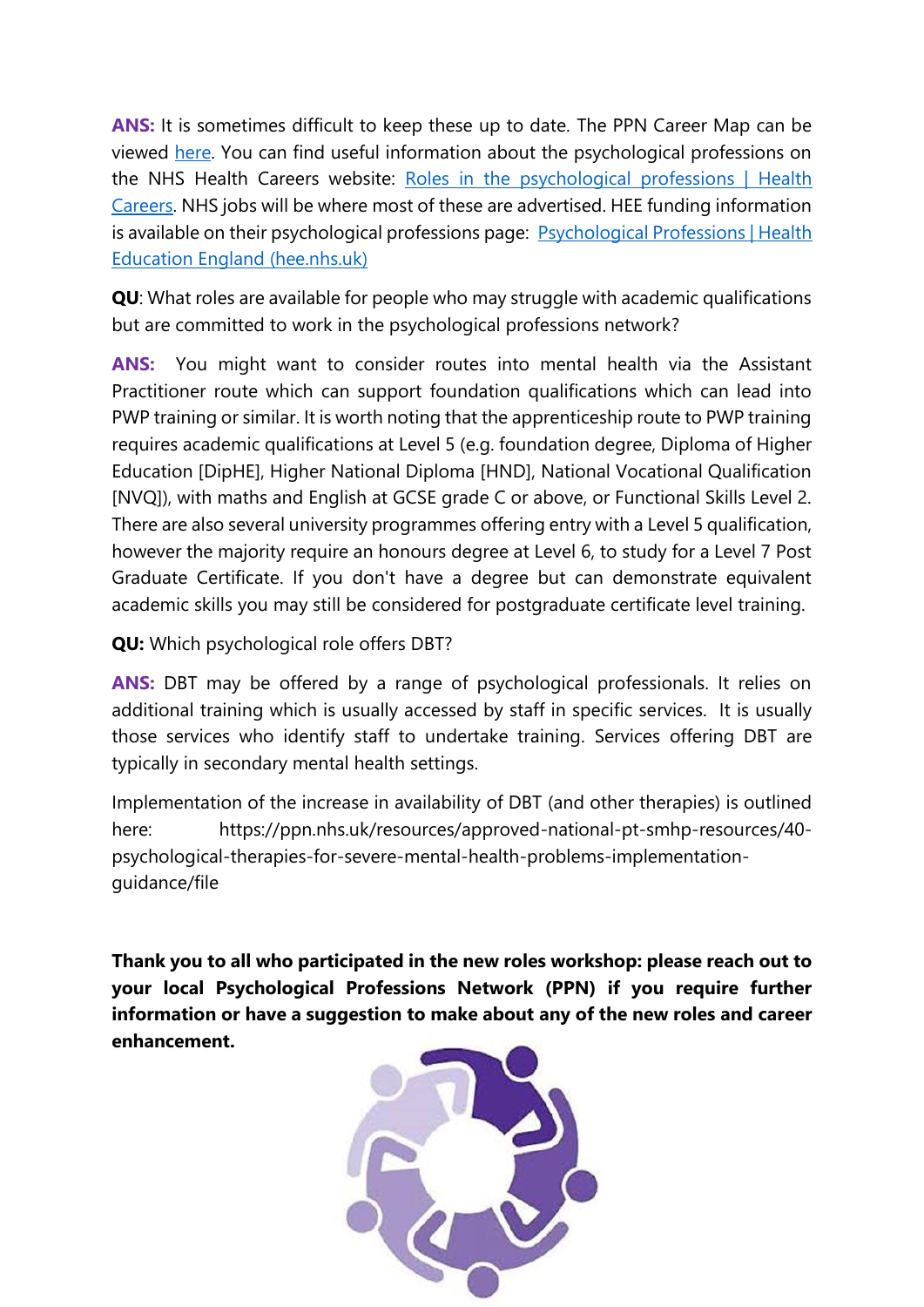**ANS:** It is sometimes difficult to keep these up to date. The PPN Career Map can be viewed here. You can find useful information about the psychological professions on the NHS Health Careers website: Roles in the psychological professions | Health Careers. NHS jobs will be where most of these are advertised. HEE funding information is available on their psychological professions page: Psychological Professions | Health Education England (hee.nhs.uk)

**QU**: What roles are available for people who may struggle with academic qualifications but are committed to work in the psychological professions network?

**ANS:** You might want to consider routes into mental health via the Assistant Practitioner route which can support foundation qualifications which can lead into PWP training or similar. It is worth noting that the apprenticeship route to PWP training requires academic qualifications at Level 5 (e.g. foundation degree, Diploma of Higher Education [DipHE], Higher National Diploma [HND], National Vocational Qualification [NVQ]), with maths and English at GCSE grade C or above, or Functional Skills Level 2. There are also several university programmes offering entry with a Level 5 qualification, however the majority require an honours degree at Level 6, to study for a Level 7 Post Graduate Certificate. If you don't have a degree but can demonstrate equivalent academic skills you may still be considered for postgraduate certificate level training.

**QU:** Which psychological role offers DBT?

**ANS:** DBT may be offered by a range of psychological professionals. It relies on additional training which is usually accessed by staff in specific services. It is usually those services who identify staff to undertake training. Services offering DBT are typically in secondary mental health settings.

Implementation of the increase in availability of DBT (and other therapies) is outlined here: https://ppn.nhs.uk/resources/approved-national-pt-smhp-resources/40-psychological-therapies-for-severe-mental-health-problems-implementation-guidance/file

**Thank you to all who participated in the new roles workshop: please reach out to your local Psychological Professions Network (PPN) if you require further information or have a suggestion to make about any of the new roles and career enhancement.**